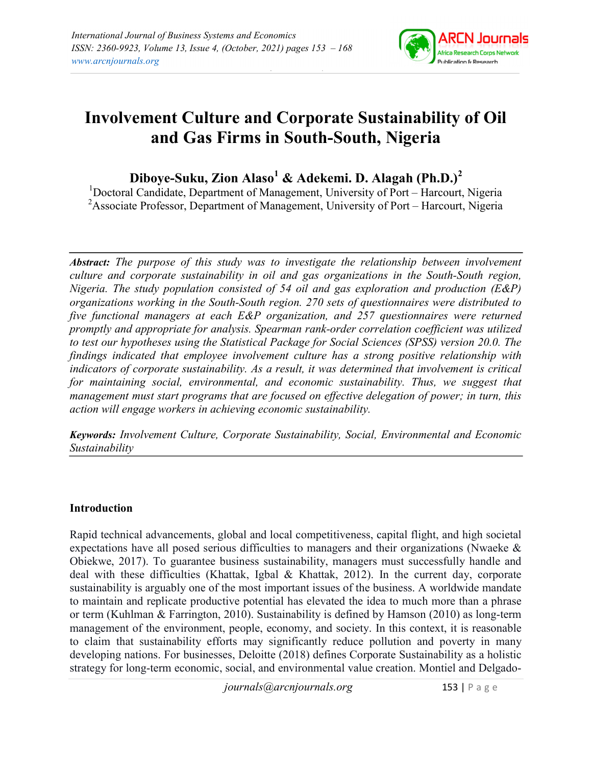# Involvement Culture and Corporate Sustainability of Oil and Gas Firms in South-South, Nigeria

**Diboye-Suku, Zion Alaso[1] & Adekemi. D. Alagah (Ph.D.)[2]**

[1]Doctoral Candidate, Department of Management, University of Port – Harcourt, Nigeria
[2]Associate Professor, Department of Management, University of Port – Harcourt, Nigeria

---

***Abstract:*** *The purpose of this study was to investigate the relationship between involvement culture and corporate sustainability in oil and gas organizations in the South-South region, Nigeria. The study population consisted of 54 oil and gas exploration and production (E&P) organizations working in the South-South region. 270 sets of questionnaires were distributed to five functional managers at each E&P organization, and 257 questionnaires were returned promptly and appropriate for analysis. Spearman rank-order correlation coefficient was utilized to test our hypotheses using the Statistical Package for Social Sciences (SPSS) version 20.0. The findings indicated that employee involvement culture has a strong positive relationship with indicators of corporate sustainability. As a result, it was determined that involvement is critical for maintaining social, environmental, and economic sustainability. Thus, we suggest that management must start programs that are focused on effective delegation of power; in turn, this action will engage workers in achieving economic sustainability.*

***Keywords:*** *Involvement Culture, Corporate Sustainability, Social, Environmental and Economic Sustainability*

---

## Introduction

Rapid technical advancements, global and local competitiveness, capital flight, and high societal expectations have all posed serious difficulties to managers and their organizations (Nwaeke & Obiekwe, 2017). To guarantee business sustainability, managers must successfully handle and deal with these difficulties (Khattak, Igbal & Khattak, 2012). In the current day, corporate sustainability is arguably one of the most important issues of the business. A worldwide mandate to maintain and replicate productive potential has elevated the idea to much more than a phrase or term (Kuhlman & Farrington, 2010). Sustainability is defined by Hamson (2010) as long-term management of the environment, people, economy, and society. In this context, it is reasonable to claim that sustainability efforts may significantly reduce pollution and poverty in many developing nations. For businesses, Deloitte (2018) defines Corporate Sustainability as a holistic strategy for long-term economic, social, and environmental value creation. Montiel and Delgado-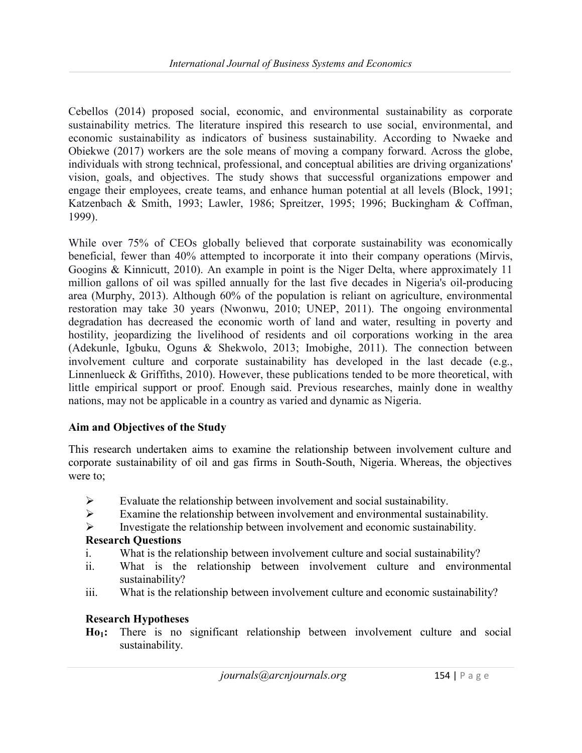Cebellos (2014) proposed social, economic, and environmental sustainability as corporate sustainability metrics. The literature inspired this research to use social, environmental, and economic sustainability as indicators of business sustainability. According to Nwaeke and Obiekwe (2017) workers are the sole means of moving a company forward. Across the globe, individuals with strong technical, professional, and conceptual abilities are driving organizations' vision, goals, and objectives. The study shows that successful organizations empower and engage their employees, create teams, and enhance human potential at all levels (Block, 1991; Katzenbach & Smith, 1993; Lawler, 1986; Spreitzer, 1995; 1996; Buckingham & Coffman, 1999).

While over 75% of CEOs globally believed that corporate sustainability was economically beneficial, fewer than 40% attempted to incorporate it into their company operations (Mirvis, Googins & Kinnicutt, 2010). An example in point is the Niger Delta, where approximately 11 million gallons of oil was spilled annually for the last five decades in Nigeria's oil-producing area (Murphy, 2013). Although 60% of the population is reliant on agriculture, environmental restoration may take 30 years (Nwonwu, 2010; UNEP, 2011). The ongoing environmental degradation has decreased the economic worth of land and water, resulting in poverty and hostility, jeopardizing the livelihood of residents and oil corporations working in the area (Adekunle, Igbuku, Oguns & Shekwolo, 2013; Imobighe, 2011). The connection between involvement culture and corporate sustainability has developed in the last decade (e.g., Linnenlueck & Griffiths, 2010). However, these publications tended to be more theoretical, with little empirical support or proof. Enough said. Previous researches, mainly done in wealthy nations, may not be applicable in a country as varied and dynamic as Nigeria.

**Aim and Objectives of the Study**

This research undertaken aims to examine the relationship between involvement culture and corporate sustainability of oil and gas firms in South-South, Nigeria. Whereas, the objectives were to;

- Evaluate the relationship between involvement and social sustainability.
- Examine the relationship between involvement and environmental sustainability.
- Investigate the relationship between involvement and economic sustainability.

**Research Questions**

i. What is the relationship between involvement culture and social sustainability?
ii. What is the relationship between involvement culture and environmental sustainability?
iii. What is the relationship between involvement culture and economic sustainability?

**Research Hypotheses**

**$Ho_1$:** There is no significant relationship between involvement culture and social sustainability.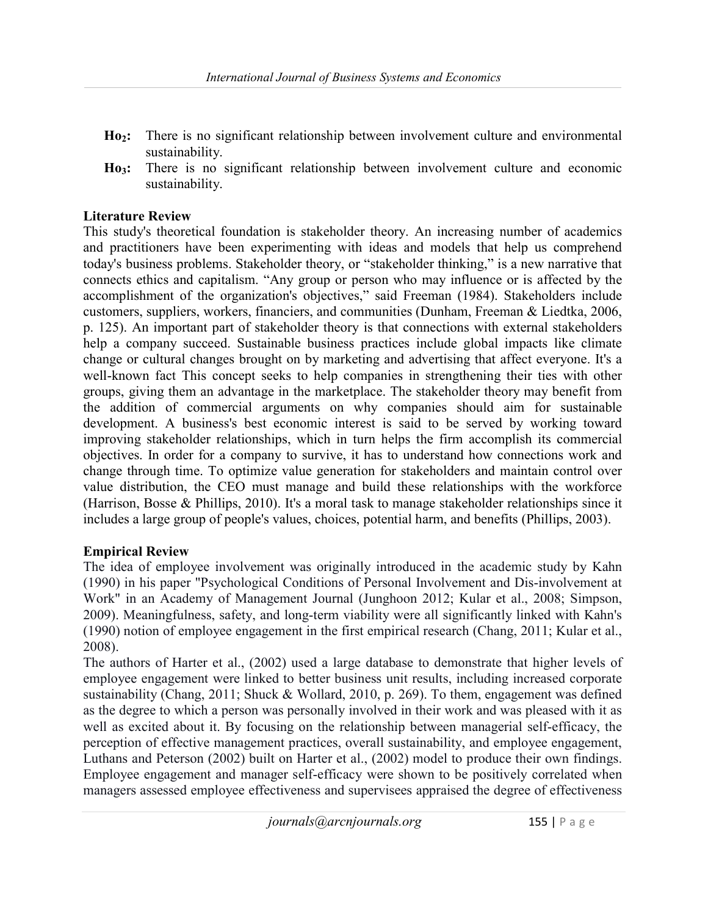**$Ho_2$:** There is no significant relationship between involvement culture and environmental sustainability.

**$Ho_3$:** There is no significant relationship between involvement culture and economic sustainability.

## Literature Review

This study's theoretical foundation is stakeholder theory. An increasing number of academics and practitioners have been experimenting with ideas and models that help us comprehend today's business problems. Stakeholder theory, or "stakeholder thinking," is a new narrative that connects ethics and capitalism. "Any group or person who may influence or is affected by the accomplishment of the organization's objectives," said Freeman (1984). Stakeholders include customers, suppliers, workers, financiers, and communities (Dunham, Freeman & Liedtka, 2006, p. 125). An important part of stakeholder theory is that connections with external stakeholders help a company succeed. Sustainable business practices include global impacts like climate change or cultural changes brought on by marketing and advertising that affect everyone. It's a well-known fact This concept seeks to help companies in strengthening their ties with other groups, giving them an advantage in the marketplace. The stakeholder theory may benefit from the addition of commercial arguments on why companies should aim for sustainable development. A business's best economic interest is said to be served by working toward improving stakeholder relationships, which in turn helps the firm accomplish its commercial objectives. In order for a company to survive, it has to understand how connections work and change through time. To optimize value generation for stakeholders and maintain control over value distribution, the CEO must manage and build these relationships with the workforce (Harrison, Bosse & Phillips, 2010). It's a moral task to manage stakeholder relationships since it includes a large group of people's values, choices, potential harm, and benefits (Phillips, 2003).

## Empirical Review

The idea of employee involvement was originally introduced in the academic study by Kahn (1990) in his paper "Psychological Conditions of Personal Involvement and Dis-involvement at Work" in an Academy of Management Journal (Junghoon 2012; Kular et al., 2008; Simpson, 2009). Meaningfulness, safety, and long-term viability were all significantly linked with Kahn's (1990) notion of employee engagement in the first empirical research (Chang, 2011; Kular et al., 2008).

The authors of Harter et al., (2002) used a large database to demonstrate that higher levels of employee engagement were linked to better business unit results, including increased corporate sustainability (Chang, 2011; Shuck & Wollard, 2010, p. 269). To them, engagement was defined as the degree to which a person was personally involved in their work and was pleased with it as well as excited about it. By focusing on the relationship between managerial self-efficacy, the perception of effective management practices, overall sustainability, and employee engagement, Luthans and Peterson (2002) built on Harter et al., (2002) model to produce their own findings. Employee engagement and manager self-efficacy were shown to be positively correlated when managers assessed employee effectiveness and supervisees appraised the degree of effectiveness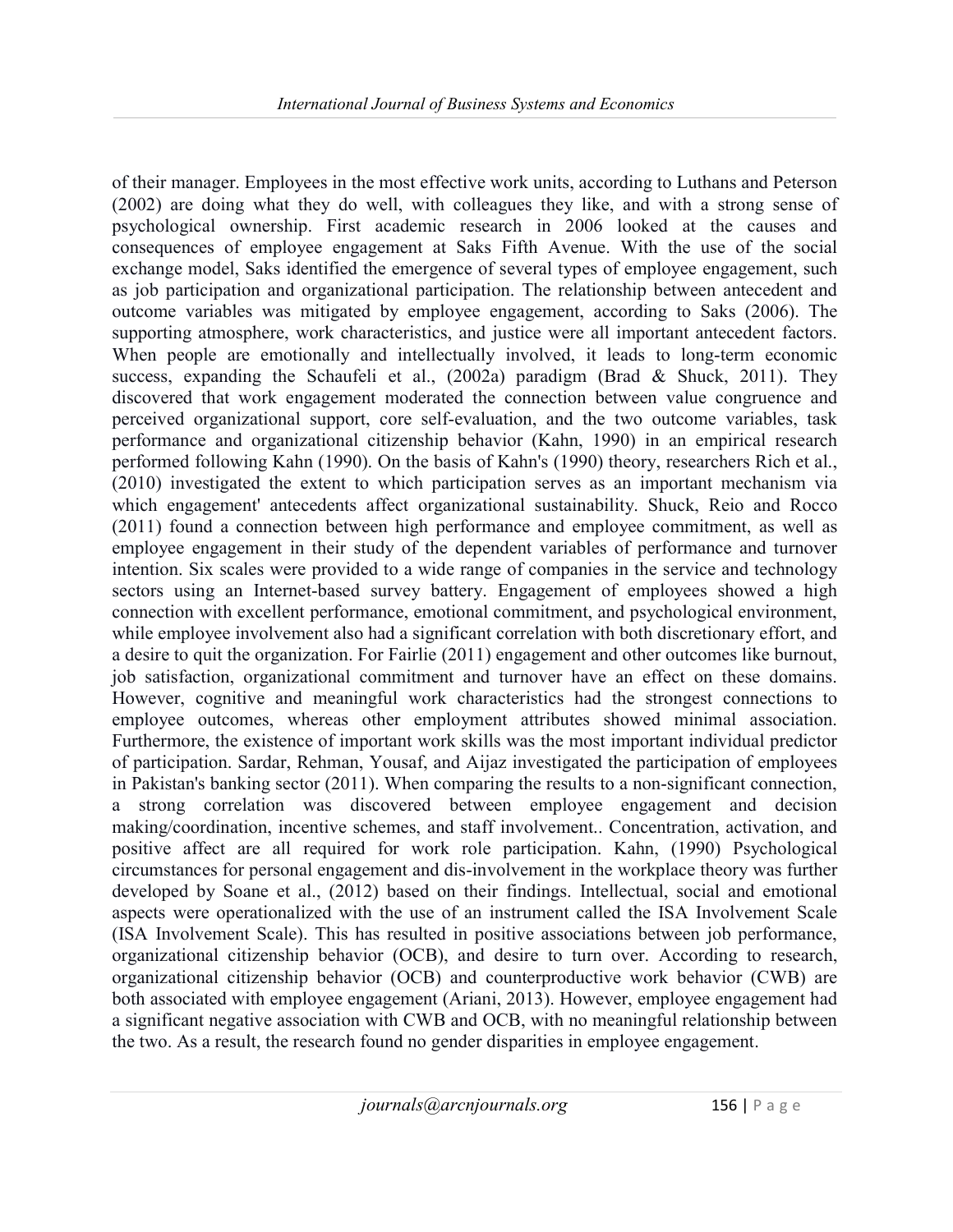of their manager. Employees in the most effective work units, according to Luthans and Peterson (2002) are doing what they do well, with colleagues they like, and with a strong sense of psychological ownership. First academic research in 2006 looked at the causes and consequences of employee engagement at Saks Fifth Avenue. With the use of the social exchange model, Saks identified the emergence of several types of employee engagement, such as job participation and organizational participation. The relationship between antecedent and outcome variables was mitigated by employee engagement, according to Saks (2006). The supporting atmosphere, work characteristics, and justice were all important antecedent factors. When people are emotionally and intellectually involved, it leads to long-term economic success, expanding the Schaufeli et al., (2002a) paradigm (Brad & Shuck, 2011). They discovered that work engagement moderated the connection between value congruence and perceived organizational support, core self-evaluation, and the two outcome variables, task performance and organizational citizenship behavior (Kahn, 1990) in an empirical research performed following Kahn (1990). On the basis of Kahn's (1990) theory, researchers Rich et al., (2010) investigated the extent to which participation serves as an important mechanism via which engagement' antecedents affect organizational sustainability. Shuck, Reio and Rocco (2011) found a connection between high performance and employee commitment, as well as employee engagement in their study of the dependent variables of performance and turnover intention. Six scales were provided to a wide range of companies in the service and technology sectors using an Internet-based survey battery. Engagement of employees showed a high connection with excellent performance, emotional commitment, and psychological environment, while employee involvement also had a significant correlation with both discretionary effort, and a desire to quit the organization. For Fairlie (2011) engagement and other outcomes like burnout, job satisfaction, organizational commitment and turnover have an effect on these domains. However, cognitive and meaningful work characteristics had the strongest connections to employee outcomes, whereas other employment attributes showed minimal association. Furthermore, the existence of important work skills was the most important individual predictor of participation. Sardar, Rehman, Yousaf, and Aijaz investigated the participation of employees in Pakistan's banking sector (2011). When comparing the results to a non-significant connection, a strong correlation was discovered between employee engagement and decision making/coordination, incentive schemes, and staff involvement.. Concentration, activation, and positive affect are all required for work role participation. Kahn, (1990) Psychological circumstances for personal engagement and dis-involvement in the workplace theory was further developed by Soane et al., (2012) based on their findings. Intellectual, social and emotional aspects were operationalized with the use of an instrument called the ISA Involvement Scale (ISA Involvement Scale). This has resulted in positive associations between job performance, organizational citizenship behavior (OCB), and desire to turn over. According to research, organizational citizenship behavior (OCB) and counterproductive work behavior (CWB) are both associated with employee engagement (Ariani, 2013). However, employee engagement had a significant negative association with CWB and OCB, with no meaningful relationship between the two. As a result, the research found no gender disparities in employee engagement.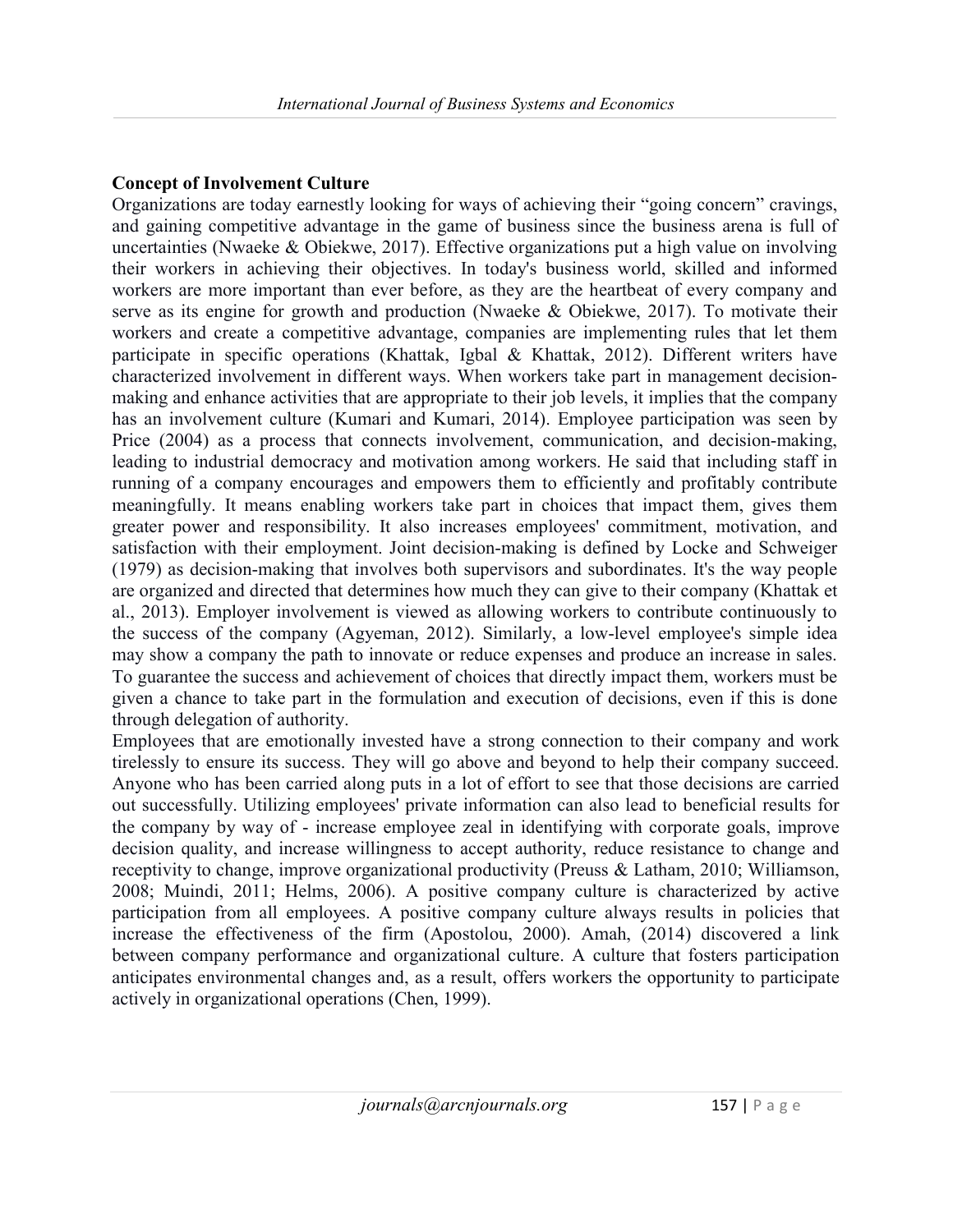**Concept of Involvement Culture**

Organizations are today earnestly looking for ways of achieving their "going concern" cravings, and gaining competitive advantage in the game of business since the business arena is full of uncertainties (Nwaeke & Obiekwe, 2017). Effective organizations put a high value on involving their workers in achieving their objectives. In today's business world, skilled and informed workers are more important than ever before, as they are the heartbeat of every company and serve as its engine for growth and production (Nwaeke & Obiekwe, 2017). To motivate their workers and create a competitive advantage, companies are implementing rules that let them participate in specific operations (Khattak, Igbal & Khattak, 2012). Different writers have characterized involvement in different ways. When workers take part in management decision-making and enhance activities that are appropriate to their job levels, it implies that the company has an involvement culture (Kumari and Kumari, 2014). Employee participation was seen by Price (2004) as a process that connects involvement, communication, and decision-making, leading to industrial democracy and motivation among workers. He said that including staff in running of a company encourages and empowers them to efficiently and profitably contribute meaningfully. It means enabling workers take part in choices that impact them, gives them greater power and responsibility. It also increases employees' commitment, motivation, and satisfaction with their employment. Joint decision-making is defined by Locke and Schweiger (1979) as decision-making that involves both supervisors and subordinates. It's the way people are organized and directed that determines how much they can give to their company (Khattak et al., 2013). Employer involvement is viewed as allowing workers to contribute continuously to the success of the company (Agyeman, 2012). Similarly, a low-level employee's simple idea may show a company the path to innovate or reduce expenses and produce an increase in sales. To guarantee the success and achievement of choices that directly impact them, workers must be given a chance to take part in the formulation and execution of decisions, even if this is done through delegation of authority.

Employees that are emotionally invested have a strong connection to their company and work tirelessly to ensure its success. They will go above and beyond to help their company succeed. Anyone who has been carried along puts in a lot of effort to see that those decisions are carried out successfully. Utilizing employees' private information can also lead to beneficial results for the company by way of - increase employee zeal in identifying with corporate goals, improve decision quality, and increase willingness to accept authority, reduce resistance to change and receptivity to change, improve organizational productivity (Preuss & Latham, 2010; Williamson, 2008; Muindi, 2011; Helms, 2006). A positive company culture is characterized by active participation from all employees. A positive company culture always results in policies that increase the effectiveness of the firm (Apostolou, 2000). Amah, (2014) discovered a link between company performance and organizational culture. A culture that fosters participation anticipates environmental changes and, as a result, offers workers the opportunity to participate actively in organizational operations (Chen, 1999).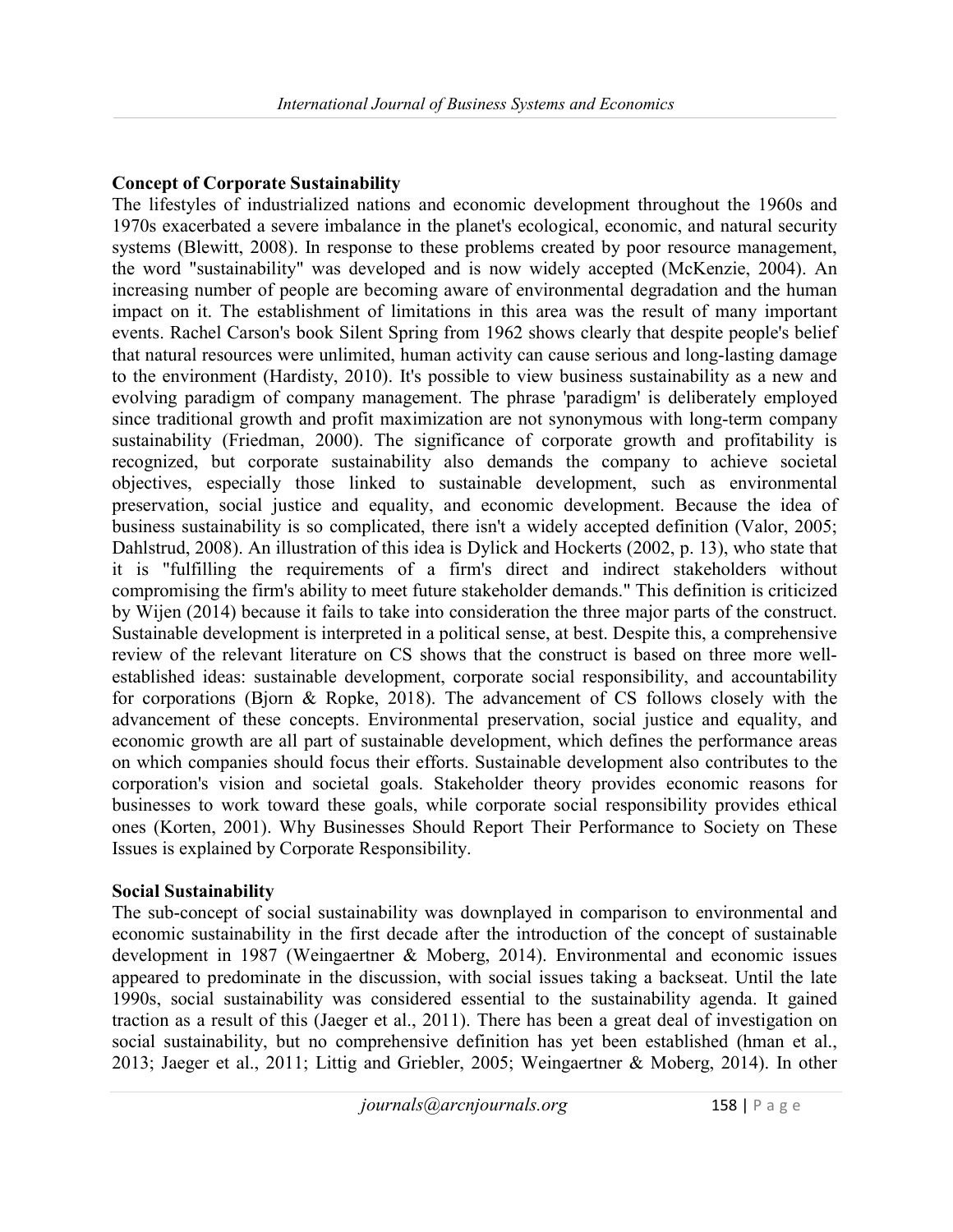**Concept of Corporate Sustainability**

The lifestyles of industrialized nations and economic development throughout the 1960s and 1970s exacerbated a severe imbalance in the planet's ecological, economic, and natural security systems (Blewitt, 2008). In response to these problems created by poor resource management, the word "sustainability" was developed and is now widely accepted (McKenzie, 2004). An increasing number of people are becoming aware of environmental degradation and the human impact on it. The establishment of limitations in this area was the result of many important events. Rachel Carson's book Silent Spring from 1962 shows clearly that despite people's belief that natural resources were unlimited, human activity can cause serious and long-lasting damage to the environment (Hardisty, 2010). It's possible to view business sustainability as a new and evolving paradigm of company management. The phrase 'paradigm' is deliberately employed since traditional growth and profit maximization are not synonymous with long-term company sustainability (Friedman, 2000). The significance of corporate growth and profitability is recognized, but corporate sustainability also demands the company to achieve societal objectives, especially those linked to sustainable development, such as environmental preservation, social justice and equality, and economic development. Because the idea of business sustainability is so complicated, there isn't a widely accepted definition (Valor, 2005; Dahlstrud, 2008). An illustration of this idea is Dylick and Hockerts (2002, p. 13), who state that it is "fulfilling the requirements of a firm's direct and indirect stakeholders without compromising the firm's ability to meet future stakeholder demands." This definition is criticized by Wijen (2014) because it fails to take into consideration the three major parts of the construct. Sustainable development is interpreted in a political sense, at best. Despite this, a comprehensive review of the relevant literature on CS shows that the construct is based on three more well-established ideas: sustainable development, corporate social responsibility, and accountability for corporations (Bjorn & Ropke, 2018). The advancement of CS follows closely with the advancement of these concepts. Environmental preservation, social justice and equality, and economic growth are all part of sustainable development, which defines the performance areas on which companies should focus their efforts. Sustainable development also contributes to the corporation's vision and societal goals. Stakeholder theory provides economic reasons for businesses to work toward these goals, while corporate social responsibility provides ethical ones (Korten, 2001). Why Businesses Should Report Their Performance to Society on These Issues is explained by Corporate Responsibility.

**Social Sustainability**

The sub-concept of social sustainability was downplayed in comparison to environmental and economic sustainability in the first decade after the introduction of the concept of sustainable development in 1987 (Weingaertner & Moberg, 2014). Environmental and economic issues appeared to predominate in the discussion, with social issues taking a backseat. Until the late 1990s, social sustainability was considered essential to the sustainability agenda. It gained traction as a result of this (Jaeger et al., 2011). There has been a great deal of investigation on social sustainability, but no comprehensive definition has yet been established (hman et al., 2013; Jaeger et al., 2011; Littig and Griebler, 2005; Weingaertner & Moberg, 2014). In other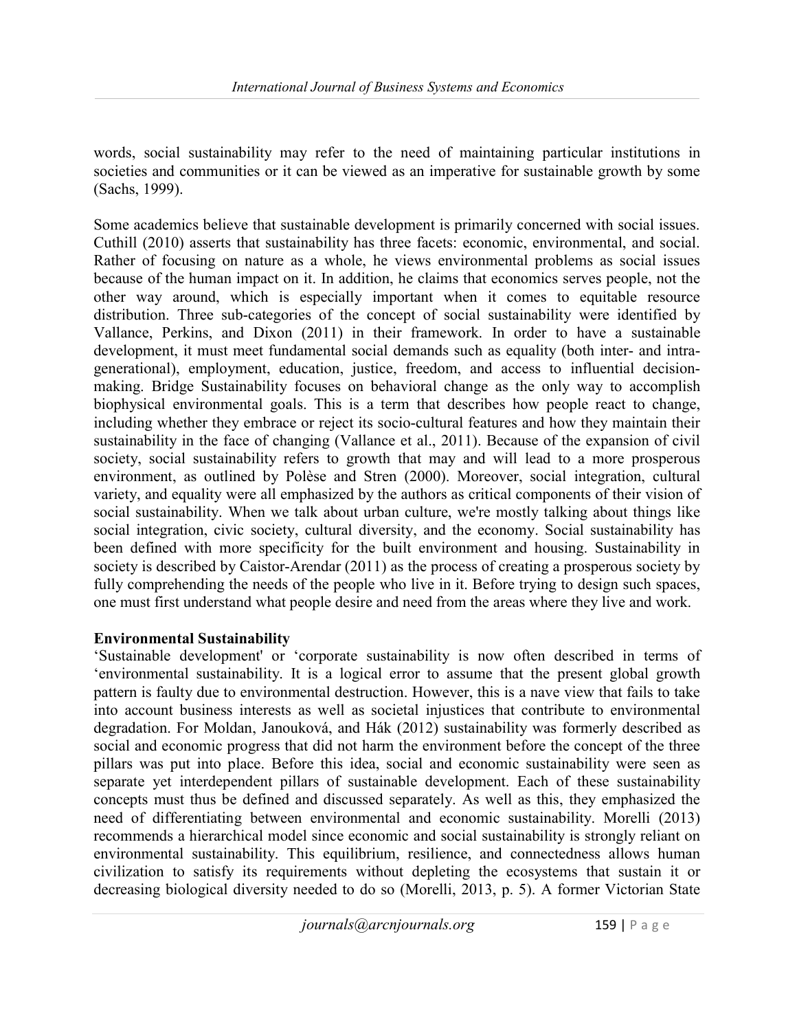words, social sustainability may refer to the need of maintaining particular institutions in societies and communities or it can be viewed as an imperative for sustainable growth by some (Sachs, 1999).

Some academics believe that sustainable development is primarily concerned with social issues. Cuthill (2010) asserts that sustainability has three facets: economic, environmental, and social. Rather of focusing on nature as a whole, he views environmental problems as social issues because of the human impact on it. In addition, he claims that economics serves people, not the other way around, which is especially important when it comes to equitable resource distribution. Three sub-categories of the concept of social sustainability were identified by Vallance, Perkins, and Dixon (2011) in their framework. In order to have a sustainable development, it must meet fundamental social demands such as equality (both inter- and intra-generational), employment, education, justice, freedom, and access to influential decision-making. Bridge Sustainability focuses on behavioral change as the only way to accomplish biophysical environmental goals. This is a term that describes how people react to change, including whether they embrace or reject its socio-cultural features and how they maintain their sustainability in the face of changing (Vallance et al., 2011). Because of the expansion of civil society, social sustainability refers to growth that may and will lead to a more prosperous environment, as outlined by Polèse and Stren (2000). Moreover, social integration, cultural variety, and equality were all emphasized by the authors as critical components of their vision of social sustainability. When we talk about urban culture, we're mostly talking about things like social integration, civic society, cultural diversity, and the economy. Social sustainability has been defined with more specificity for the built environment and housing. Sustainability in society is described by Caistor-Arendar (2011) as the process of creating a prosperous society by fully comprehending the needs of the people who live in it. Before trying to design such spaces, one must first understand what people desire and need from the areas where they live and work.

**Environmental Sustainability**

'Sustainable development' or 'corporate sustainability is now often described in terms of 'environmental sustainability. It is a logical error to assume that the present global growth pattern is faulty due to environmental destruction. However, this is a nave view that fails to take into account business interests as well as societal injustices that contribute to environmental degradation. For Moldan, Janouková, and Hák (2012) sustainability was formerly described as social and economic progress that did not harm the environment before the concept of the three pillars was put into place. Before this idea, social and economic sustainability were seen as separate yet interdependent pillars of sustainable development. Each of these sustainability concepts must thus be defined and discussed separately. As well as this, they emphasized the need of differentiating between environmental and economic sustainability. Morelli (2013) recommends a hierarchical model since economic and social sustainability is strongly reliant on environmental sustainability. This equilibrium, resilience, and connectedness allows human civilization to satisfy its requirements without depleting the ecosystems that sustain it or decreasing biological diversity needed to do so (Morelli, 2013, p. 5). A former Victorian State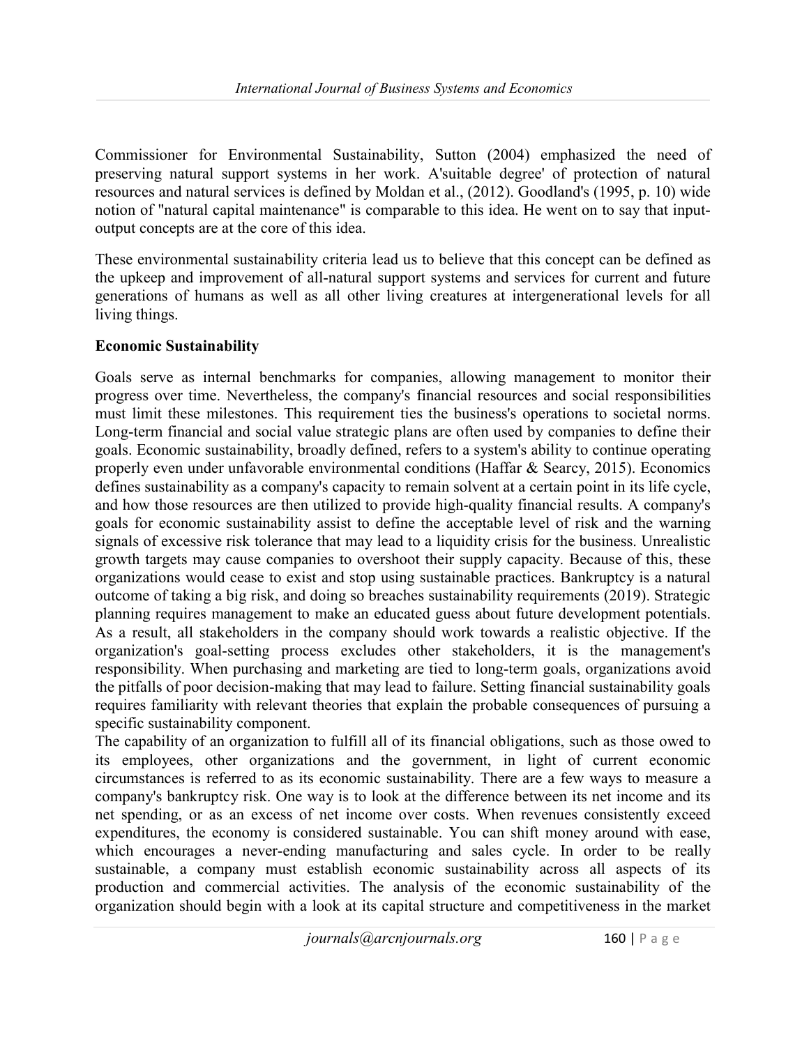Commissioner for Environmental Sustainability, Sutton (2004) emphasized the need of preserving natural support systems in her work. A'suitable degree' of protection of natural resources and natural services is defined by Moldan et al., (2012). Goodland's (1995, p. 10) wide notion of "natural capital maintenance" is comparable to this idea. He went on to say that input-output concepts are at the core of this idea.

These environmental sustainability criteria lead us to believe that this concept can be defined as the upkeep and improvement of all-natural support systems and services for current and future generations of humans as well as all other living creatures at intergenerational levels for all living things.

**Economic Sustainability**

Goals serve as internal benchmarks for companies, allowing management to monitor their progress over time. Nevertheless, the company's financial resources and social responsibilities must limit these milestones. This requirement ties the business's operations to societal norms. Long-term financial and social value strategic plans are often used by companies to define their goals. Economic sustainability, broadly defined, refers to a system's ability to continue operating properly even under unfavorable environmental conditions (Haffar & Searcy, 2015). Economics defines sustainability as a company's capacity to remain solvent at a certain point in its life cycle, and how those resources are then utilized to provide high-quality financial results. A company's goals for economic sustainability assist to define the acceptable level of risk and the warning signals of excessive risk tolerance that may lead to a liquidity crisis for the business. Unrealistic growth targets may cause companies to overshoot their supply capacity. Because of this, these organizations would cease to exist and stop using sustainable practices. Bankruptcy is a natural outcome of taking a big risk, and doing so breaches sustainability requirements (2019). Strategic planning requires management to make an educated guess about future development potentials. As a result, all stakeholders in the company should work towards a realistic objective. If the organization's goal-setting process excludes other stakeholders, it is the management's responsibility. When purchasing and marketing are tied to long-term goals, organizations avoid the pitfalls of poor decision-making that may lead to failure. Setting financial sustainability goals requires familiarity with relevant theories that explain the probable consequences of pursuing a specific sustainability component.

The capability of an organization to fulfill all of its financial obligations, such as those owed to its employees, other organizations and the government, in light of current economic circumstances is referred to as its economic sustainability. There are a few ways to measure a company's bankruptcy risk. One way is to look at the difference between its net income and its net spending, or as an excess of net income over costs. When revenues consistently exceed expenditures, the economy is considered sustainable. You can shift money around with ease, which encourages a never-ending manufacturing and sales cycle. In order to be really sustainable, a company must establish economic sustainability across all aspects of its production and commercial activities. The analysis of the economic sustainability of the organization should begin with a look at its capital structure and competitiveness in the market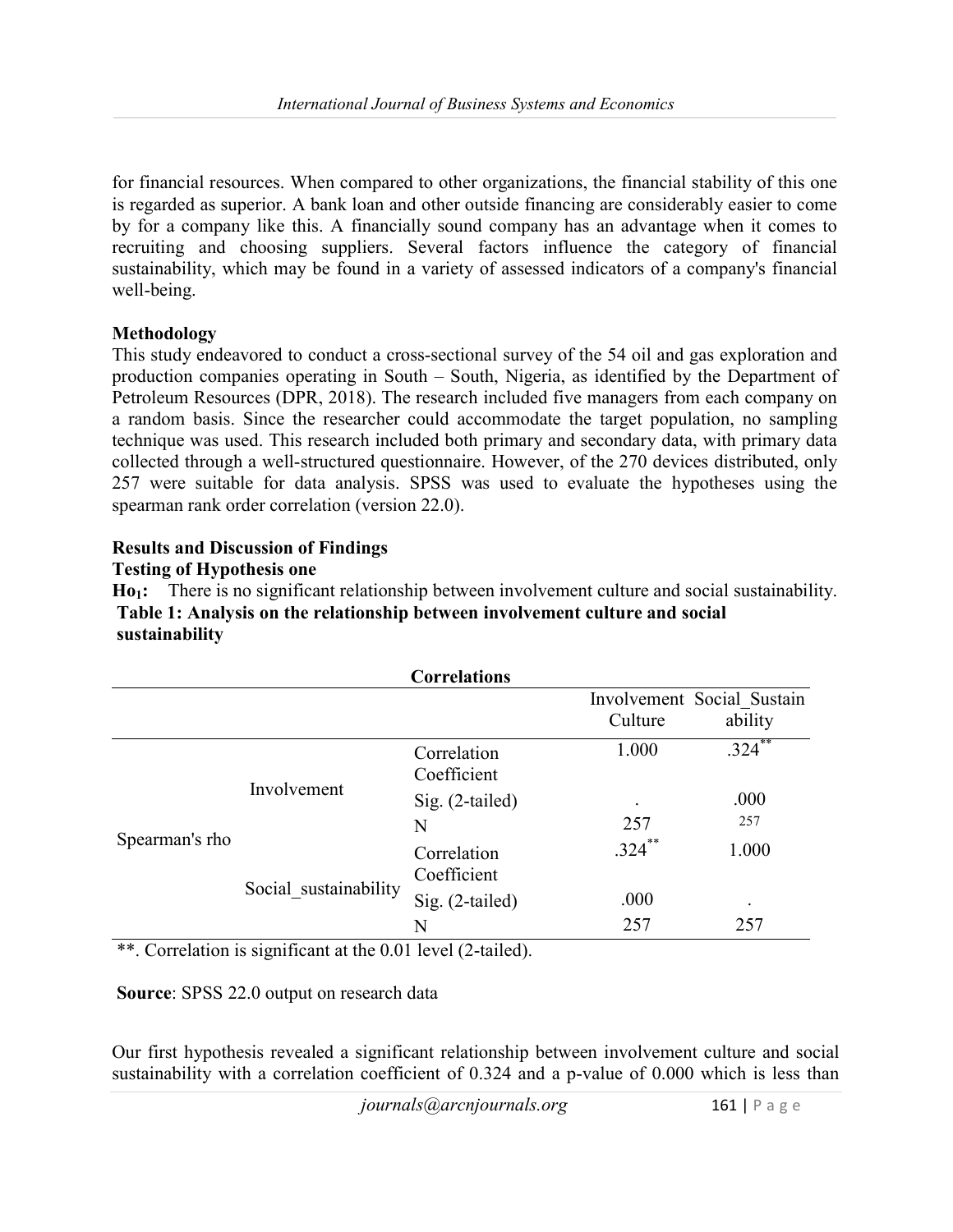for financial resources. When compared to other organizations, the financial stability of this one is regarded as superior. A bank loan and other outside financing are considerably easier to come by for a company like this. A financially sound company has an advantage when it comes to recruiting and choosing suppliers. Several factors influence the category of financial sustainability, which may be found in a variety of assessed indicators of a company's financial well-being.

**Methodology**

This study endeavored to conduct a cross-sectional survey of the 54 oil and gas exploration and production companies operating in South – South, Nigeria, as identified by the Department of Petroleum Resources (DPR, 2018). The research included five managers from each company on a random basis. Since the researcher could accommodate the target population, no sampling technique was used. This research included both primary and secondary data, with primary data collected through a well-structured questionnaire. However, of the 270 devices distributed, only 257 were suitable for data analysis. SPSS was used to evaluate the hypotheses using the spearman rank order correlation (version 22.0).

**Results and Discussion of Findings**

**Testing of Hypothesis one**

**$Ho_1$:** There is no significant relationship between involvement culture and social sustainability.

**Table 1: Analysis on the relationship between involvement culture and social sustainability**

**Correlations**

| | | | Involvement Culture | Social_Sustainability |
|---|---|---|---|---|
| Spearman's rho | Involvement | Correlation Coefficient | 1.000 | .324** |
| | | Sig. (2-tailed) | . | .000 |
| | | N | 257 | 257 |
| | Social_sustainability | Correlation Coefficient | .324** | 1.000 |
| | | Sig. (2-tailed) | .000 | . |
| | | N | 257 | 257 |

**. Correlation is significant at the 0.01 level (2-tailed).

**Source**: SPSS 22.0 output on research data

Our first hypothesis revealed a significant relationship between involvement culture and social sustainability with a correlation coefficient of 0.324 and a p-value of 0.000 which is less than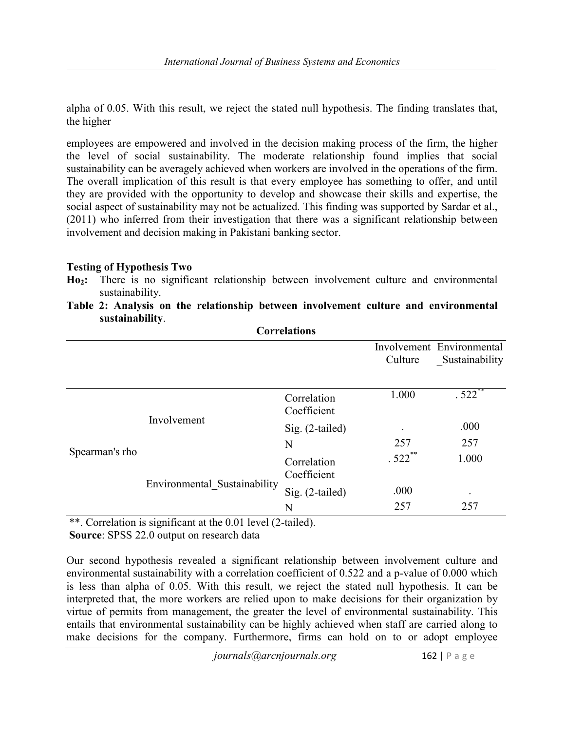alpha of 0.05. With this result, we reject the stated null hypothesis. The finding translates that, the higher

employees are empowered and involved in the decision making process of the firm, the higher the level of social sustainability. The moderate relationship found implies that social sustainability can be averagely achieved when workers are involved in the operations of the firm. The overall implication of this result is that every employee has something to offer, and until they are provided with the opportunity to develop and showcase their skills and expertise, the social aspect of sustainability may not be actualized. This finding was supported by Sardar et al., (2011) who inferred from their investigation that there was a significant relationship between involvement and decision making in Pakistani banking sector.

**Testing of Hypothesis Two**

**Ho$_2$:** There is no significant relationship between involvement culture and environmental sustainability.

**Table 2: Analysis on the relationship between involvement culture and environmental sustainability**.

**Correlations**

| | | | Involvement Culture | Environmental _Sustainability |
|---|---|---|---|---|
| Spearman's rho | Involvement | Correlation Coefficient | 1.000 | . 522** |
| | | Sig. (2-tailed) | . | .000 |
| | | N | 257 | 257 |
| | Environmental_Sustainability | Correlation Coefficient | . 522** | 1.000 |
| | | Sig. (2-tailed) | .000 | . |
| | | N | 257 | 257 |

**. Correlation is significant at the 0.01 level (2-tailed).

**Source**: SPSS 22.0 output on research data

Our second hypothesis revealed a significant relationship between involvement culture and environmental sustainability with a correlation coefficient of 0.522 and a p-value of 0.000 which is less than alpha of 0.05. With this result, we reject the stated null hypothesis. It can be interpreted that, the more workers are relied upon to make decisions for their organization by virtue of permits from management, the greater the level of environmental sustainability. This entails that environmental sustainability can be highly achieved when staff are carried along to make decisions for the company. Furthermore, firms can hold on to or adopt employee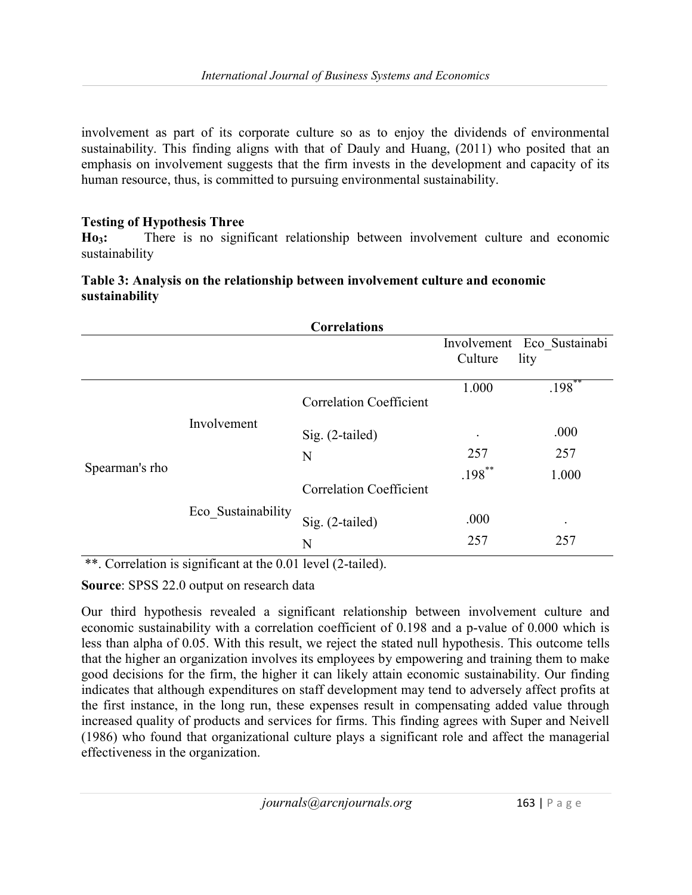involvement as part of its corporate culture so as to enjoy the dividends of environmental sustainability. This finding aligns with that of Dauly and Huang, (2011) who posited that an emphasis on involvement suggests that the firm invests in the development and capacity of its human resource, thus, is committed to pursuing environmental sustainability.

**Testing of Hypothesis Three**

**$Ho_3$:** There is no significant relationship between involvement culture and economic sustainability

**Table 3: Analysis on the relationship between involvement culture and economic sustainability**

**Correlations**

| | | | Involvement Culture | Eco_Sustainability |
|---|---|---|---|---|
| Spearman's rho | Involvement | Correlation Coefficient | 1.000 | .198** |
| | | Sig. (2-tailed) | . | .000 |
| | | N | 257 | 257 |
| | Eco_Sustainability | Correlation Coefficient | .198** | 1.000 |
| | | Sig. (2-tailed) | .000 | . |
| | | N | 257 | 257 |

**. Correlation is significant at the 0.01 level (2-tailed).

**Source**: SPSS 22.0 output on research data

Our third hypothesis revealed a significant relationship between involvement culture and economic sustainability with a correlation coefficient of 0.198 and a p-value of 0.000 which is less than alpha of 0.05. With this result, we reject the stated null hypothesis. This outcome tells that the higher an organization involves its employees by empowering and training them to make good decisions for the firm, the higher it can likely attain economic sustainability. Our finding indicates that although expenditures on staff development may tend to adversely affect profits at the first instance, in the long run, these expenses result in compensating added value through increased quality of products and services for firms. This finding agrees with Super and Neivell (1986) who found that organizational culture plays a significant role and affect the managerial effectiveness in the organization.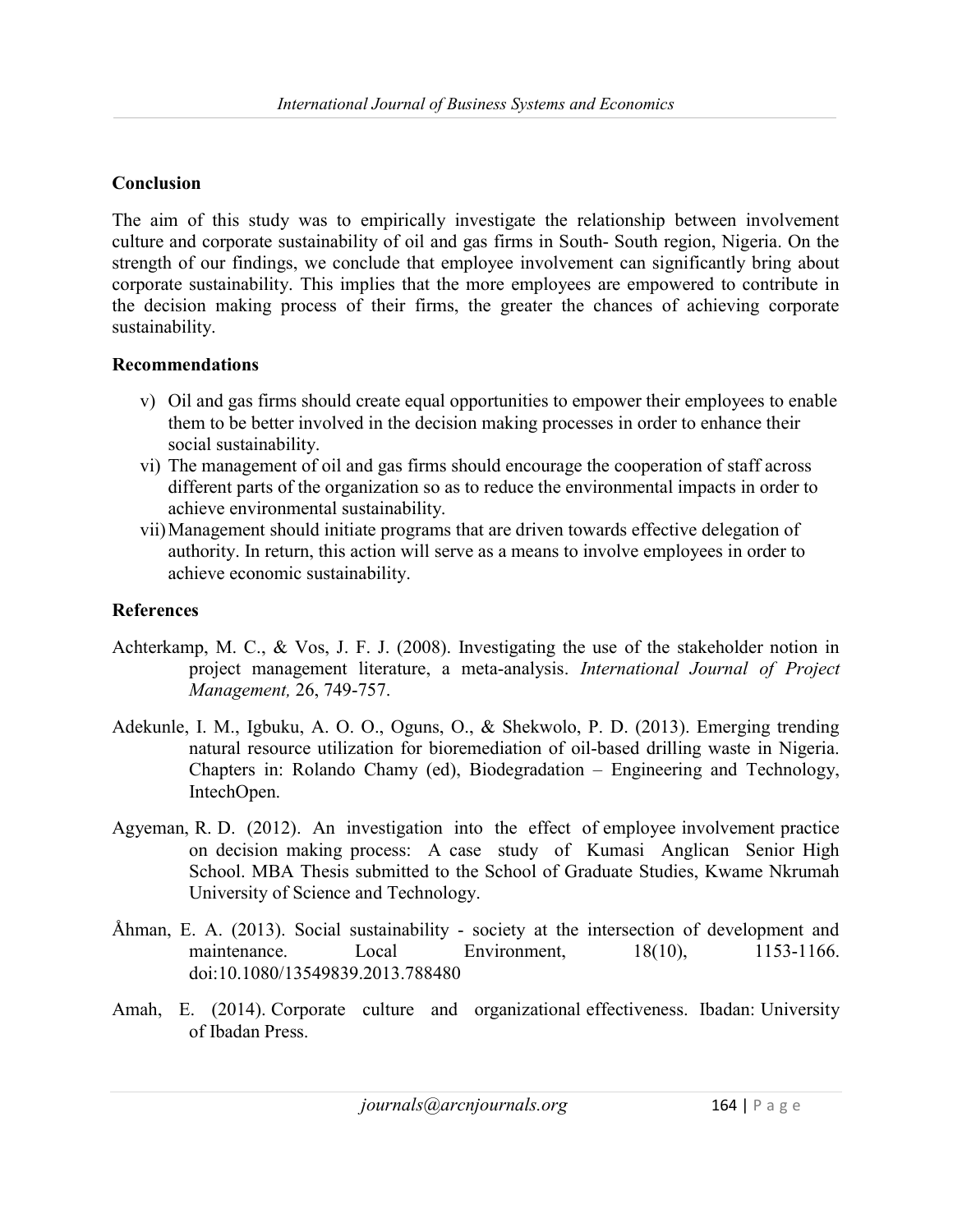## Conclusion

The aim of this study was to empirically investigate the relationship between involvement culture and corporate sustainability of oil and gas firms in South- South region, Nigeria. On the strength of our findings, we conclude that employee involvement can significantly bring about corporate sustainability. This implies that the more employees are empowered to contribute in the decision making process of their firms, the greater the chances of achieving corporate sustainability.

## Recommendations

v) Oil and gas firms should create equal opportunities to empower their employees to enable them to be better involved in the decision making processes in order to enhance their social sustainability.

vi) The management of oil and gas firms should encourage the cooperation of staff across different parts of the organization so as to reduce the environmental impacts in order to achieve environmental sustainability.

vii) Management should initiate programs that are driven towards effective delegation of authority. In return, this action will serve as a means to involve employees in order to achieve economic sustainability.

## References

Achterkamp, M. C., & Vos, J. F. J. (2008). Investigating the use of the stakeholder notion in project management literature, a meta-analysis. *International Journal of Project Management,* 26, 749-757.

Adekunle, I. M., Igbuku, A. O. O., Oguns, O., & Shekwolo, P. D. (2013). Emerging trending natural resource utilization for bioremediation of oil-based drilling waste in Nigeria. Chapters in: Rolando Chamy (ed), Biodegradation – Engineering and Technology, IntechOpen.

Agyeman, R. D. (2012). An investigation into the effect of employee involvement practice on decision making process: A case study of Kumasi Anglican Senior High School. MBA Thesis submitted to the School of Graduate Studies, Kwame Nkrumah University of Science and Technology.

Åhman, E. A. (2013). Social sustainability - society at the intersection of development and maintenance. Local Environment, 18(10), 1153-1166. doi:10.1080/13549839.2013.788480

Amah, E. (2014). Corporate culture and organizational effectiveness. Ibadan: University of Ibadan Press.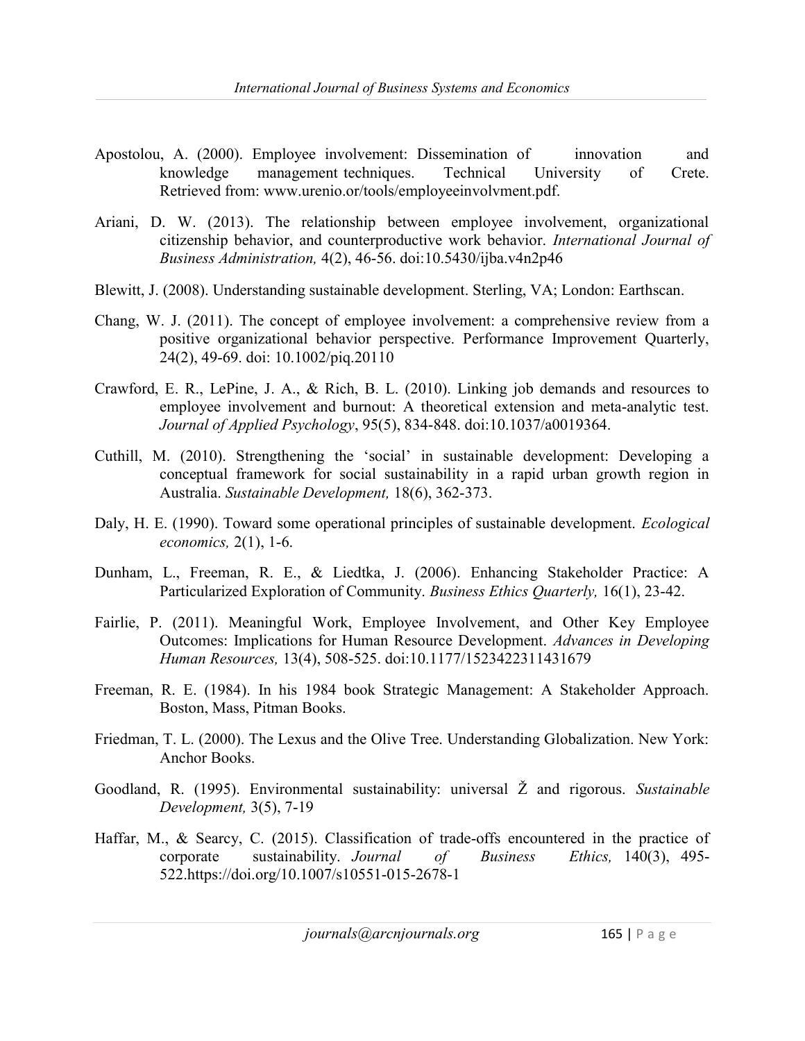Apostolou, A. (2000). Employee involvement: Dissemination of innovation and knowledge management techniques. Technical University of Crete. Retrieved from: www.urenio.or/tools/employeeinvolvment.pdf.

Ariani, D. W. (2013). The relationship between employee involvement, organizational citizenship behavior, and counterproductive work behavior. *International Journal of Business Administration,* 4(2), 46-56. doi:10.5430/ijba.v4n2p46

Blewitt, J. (2008). Understanding sustainable development. Sterling, VA; London: Earthscan.

Chang, W. J. (2011). The concept of employee involvement: a comprehensive review from a positive organizational behavior perspective. Performance Improvement Quarterly, 24(2), 49-69. doi: 10.1002/piq.20110

Crawford, E. R., LePine, J. A., & Rich, B. L. (2010). Linking job demands and resources to employee involvement and burnout: A theoretical extension and meta-analytic test. *Journal of Applied Psychology*, 95(5), 834-848. doi:10.1037/a0019364.

Cuthill, M. (2010). Strengthening the 'social' in sustainable development: Developing a conceptual framework for social sustainability in a rapid urban growth region in Australia. *Sustainable Development,* 18(6), 362-373.

Daly, H. E. (1990). Toward some operational principles of sustainable development. *Ecological economics,* 2(1), 1-6.

Dunham, L., Freeman, R. E., & Liedtka, J. (2006). Enhancing Stakeholder Practice: A Particularized Exploration of Community. *Business Ethics Quarterly,* 16(1), 23-42.

Fairlie, P. (2011). Meaningful Work, Employee Involvement, and Other Key Employee Outcomes: Implications for Human Resource Development. *Advances in Developing Human Resources,* 13(4), 508-525. doi:10.1177/1523422311431679

Freeman, R. E. (1984). In his 1984 book Strategic Management: A Stakeholder Approach. Boston, Mass, Pitman Books.

Friedman, T. L. (2000). The Lexus and the Olive Tree. Understanding Globalization. New York: Anchor Books.

Goodland, R. (1995). Environmental sustainability: universal Ž and rigorous. *Sustainable Development,* 3(5), 7-19

Haffar, M., & Searcy, C. (2015). Classification of trade-offs encountered in the practice of corporate sustainability. *Journal of Business Ethics,* 140(3), 495-522.https://doi.org/10.1007/s10551-015-2678-1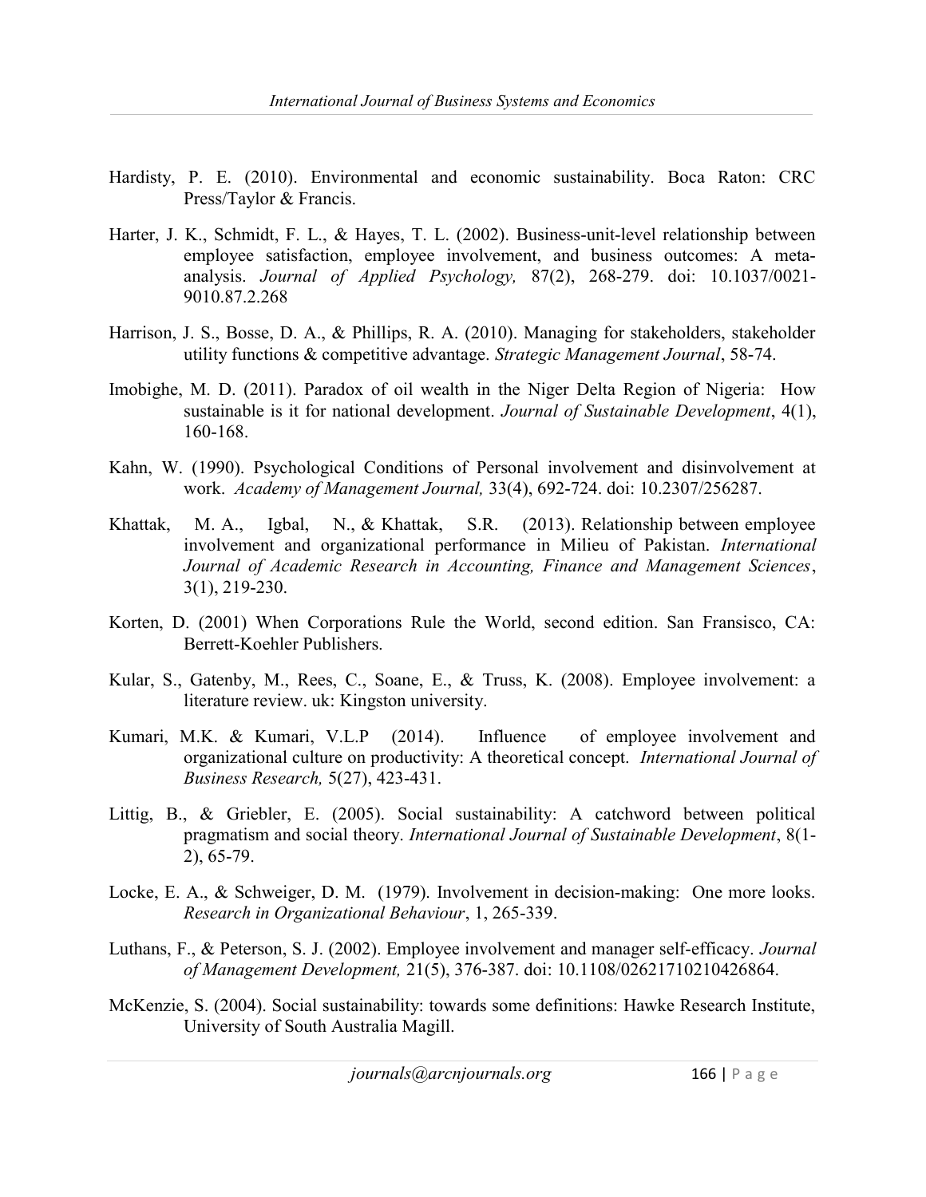Hardisty, P. E. (2010). Environmental and economic sustainability. Boca Raton: CRC Press/Taylor & Francis.

Harter, J. K., Schmidt, F. L., & Hayes, T. L. (2002). Business-unit-level relationship between employee satisfaction, employee involvement, and business outcomes: A meta-analysis. *Journal of Applied Psychology,* 87(2), 268-279. doi: 10.1037/0021-9010.87.2.268

Harrison, J. S., Bosse, D. A., & Phillips, R. A. (2010). Managing for stakeholders, stakeholder utility functions & competitive advantage. *Strategic Management Journal*, 58-74.

Imobighe, M. D. (2011). Paradox of oil wealth in the Niger Delta Region of Nigeria: How sustainable is it for national development. *Journal of Sustainable Development*, 4(1), 160-168.

Kahn, W. (1990). Psychological Conditions of Personal involvement and disinvolvement at work. *Academy of Management Journal,* 33(4), 692-724. doi: 10.2307/256287.

Khattak, M. A., Igbal, N., & Khattak, S.R. (2013). Relationship between employee involvement and organizational performance in Milieu of Pakistan. *International Journal of Academic Research in Accounting, Finance and Management Sciences*, 3(1), 219-230.

Korten, D. (2001) When Corporations Rule the World, second edition. San Fransisco, CA: Berrett-Koehler Publishers.

Kular, S., Gatenby, M., Rees, C., Soane, E., & Truss, K. (2008). Employee involvement: a literature review. uk: Kingston university.

Kumari, M.K. & Kumari, V.L.P (2014). Influence of employee involvement and organizational culture on productivity: A theoretical concept. *International Journal of Business Research,* 5(27), 423-431.

Littig, B., & Griebler, E. (2005). Social sustainability: A catchword between political pragmatism and social theory. *International Journal of Sustainable Development*, 8(1-2), 65-79.

Locke, E. A., & Schweiger, D. M. (1979). Involvement in decision-making: One more looks. *Research in Organizational Behaviour*, 1, 265-339.

Luthans, F., & Peterson, S. J. (2002). Employee involvement and manager self-efficacy. *Journal of Management Development,* 21(5), 376-387. doi: 10.1108/02621710210426864.

McKenzie, S. (2004). Social sustainability: towards some definitions: Hawke Research Institute, University of South Australia Magill.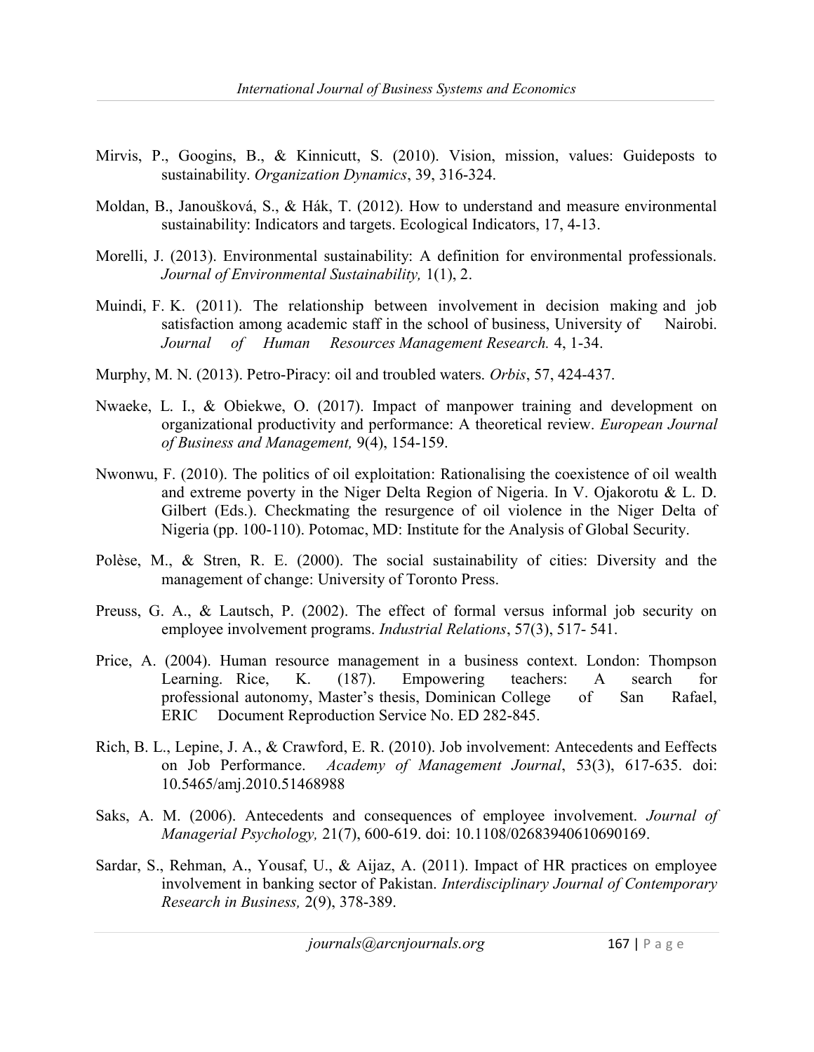Mirvis, P., Googins, B., & Kinnicutt, S. (2010). Vision, mission, values: Guideposts to sustainability. *Organization Dynamics*, 39, 316-324.

Moldan, B., Janoušková, S., & Hák, T. (2012). How to understand and measure environmental sustainability: Indicators and targets. Ecological Indicators, 17, 4-13.

Morelli, J. (2013). Environmental sustainability: A definition for environmental professionals. *Journal of Environmental Sustainability,* 1(1), 2.

Muindi, F. K. (2011). The relationship between involvement in decision making and job satisfaction among academic staff in the school of business, University of Nairobi. *Journal of Human Resources Management Research.* 4, 1-34.

Murphy, M. N. (2013). Petro-Piracy: oil and troubled waters. *Orbis*, 57, 424-437.

Nwaeke, L. I., & Obiekwe, O. (2017). Impact of manpower training and development on organizational productivity and performance: A theoretical review. *European Journal of Business and Management,* 9(4), 154-159.

Nwonwu, F. (2010). The politics of oil exploitation: Rationalising the coexistence of oil wealth and extreme poverty in the Niger Delta Region of Nigeria. In V. Ojakorotu & L. D. Gilbert (Eds.). Checkmating the resurgence of oil violence in the Niger Delta of Nigeria (pp. 100-110). Potomac, MD: Institute for the Analysis of Global Security.

Polèse, M., & Stren, R. E. (2000). The social sustainability of cities: Diversity and the management of change: University of Toronto Press.

Preuss, G. A., & Lautsch, P. (2002). The effect of formal versus informal job security on employee involvement programs. *Industrial Relations*, 57(3), 517- 541.

Price, A. (2004). Human resource management in a business context. London: Thompson Learning. Rice, K. (187). Empowering teachers: A search for professional autonomy, Master's thesis, Dominican College of San Rafael, ERIC Document Reproduction Service No. ED 282-845.

Rich, B. L., Lepine, J. A., & Crawford, E. R. (2010). Job involvement: Antecedents and Eeffects on Job Performance. *Academy of Management Journal*, 53(3), 617-635. doi: 10.5465/amj.2010.51468988

Saks, A. M. (2006). Antecedents and consequences of employee involvement. *Journal of Managerial Psychology,* 21(7), 600-619. doi: 10.1108/02683940610690169.

Sardar, S., Rehman, A., Yousaf, U., & Aijaz, A. (2011). Impact of HR practices on employee involvement in banking sector of Pakistan. *Interdisciplinary Journal of Contemporary Research in Business,* 2(9), 378-389.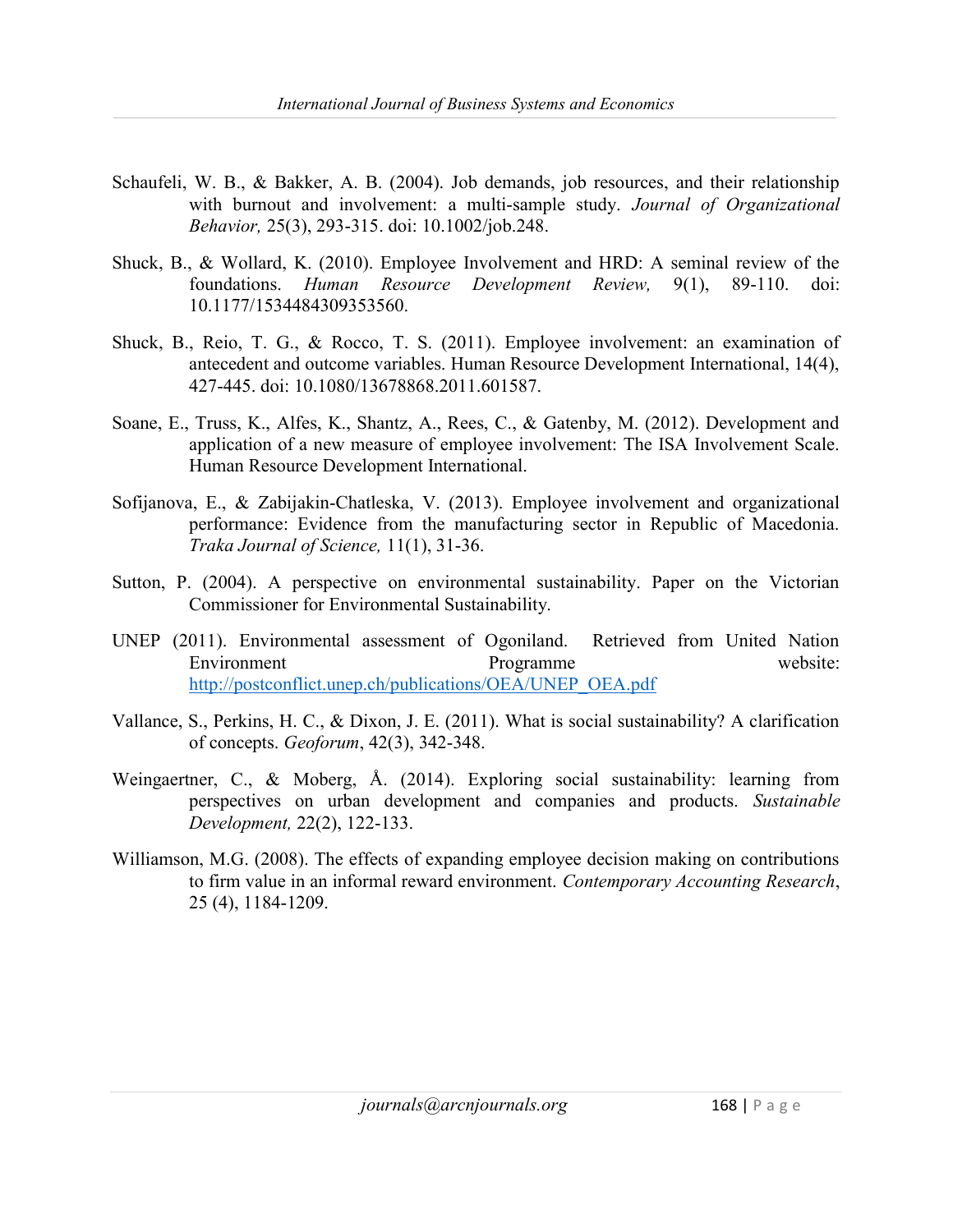Schaufeli, W. B., & Bakker, A. B. (2004). Job demands, job resources, and their relationship with burnout and involvement: a multi-sample study. *Journal of Organizational Behavior,* 25(3), 293-315. doi: 10.1002/job.248.

Shuck, B., & Wollard, K. (2010). Employee Involvement and HRD: A seminal review of the foundations. *Human Resource Development Review,* 9(1), 89-110. doi: 10.1177/1534484309353560.

Shuck, B., Reio, T. G., & Rocco, T. S. (2011). Employee involvement: an examination of antecedent and outcome variables. Human Resource Development International, 14(4), 427-445. doi: 10.1080/13678868.2011.601587.

Soane, E., Truss, K., Alfes, K., Shantz, A., Rees, C., & Gatenby, M. (2012). Development and application of a new measure of employee involvement: The ISA Involvement Scale. Human Resource Development International.

Sofijanova, E., & Zabijakin-Chatleska, V. (2013). Employee involvement and organizational performance: Evidence from the manufacturing sector in Republic of Macedonia. *Traka Journal of Science,* 11(1), 31-36.

Sutton, P. (2004). A perspective on environmental sustainability. Paper on the Victorian Commissioner for Environmental Sustainability.

UNEP (2011). Environmental assessment of Ogoniland. Retrieved from United Nation Environment Programme website: http://postconflict.unep.ch/publications/OEA/UNEP_OEA.pdf

Vallance, S., Perkins, H. C., & Dixon, J. E. (2011). What is social sustainability? A clarification of concepts. *Geoforum*, 42(3), 342-348.

Weingaertner, C., & Moberg, Å. (2014). Exploring social sustainability: learning from perspectives on urban development and companies and products. *Sustainable Development,* 22(2), 122-133.

Williamson, M.G. (2008). The effects of expanding employee decision making on contributions to firm value in an informal reward environment. *Contemporary Accounting Research*, 25 (4), 1184-1209.